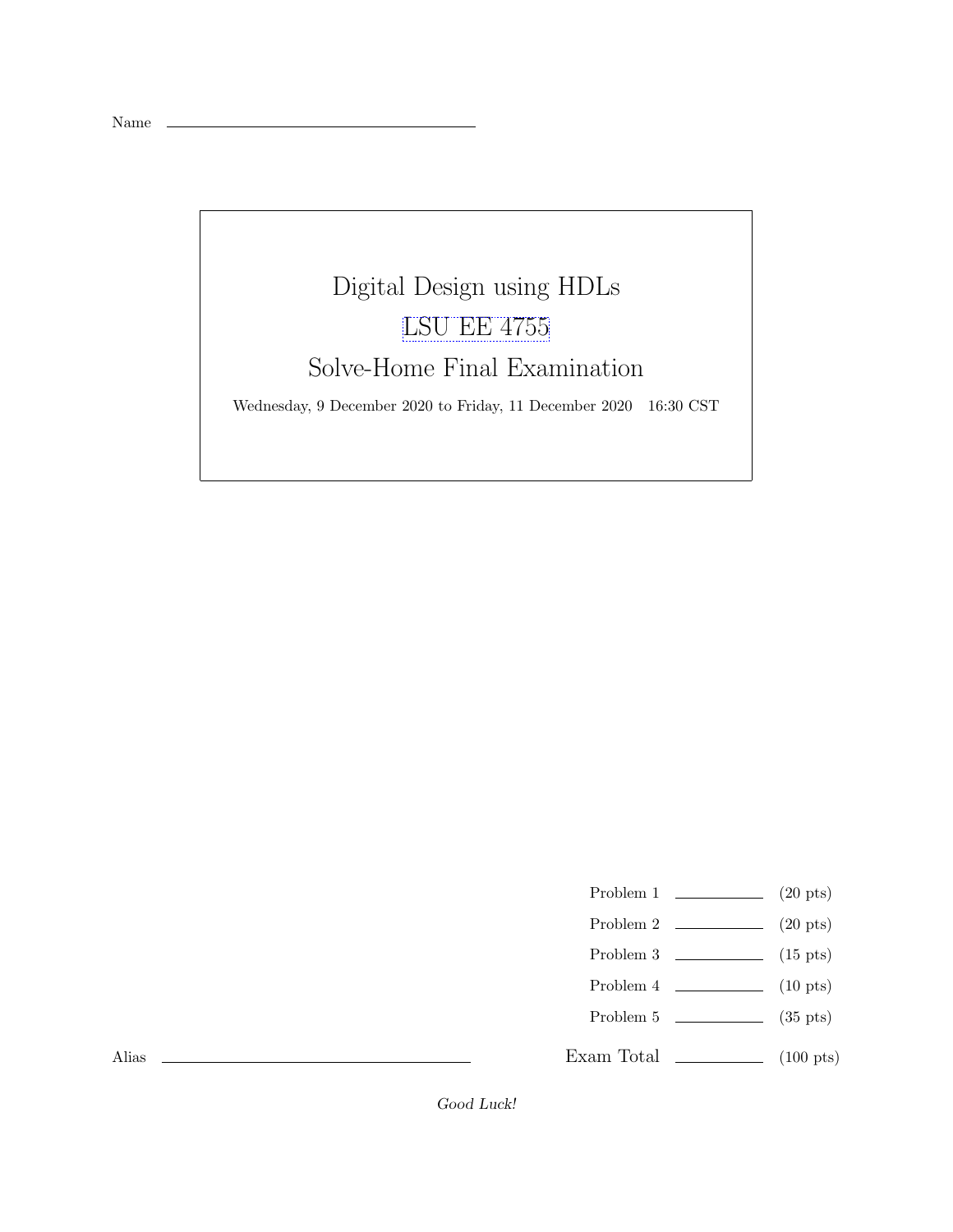Name \_\_\_\_\_\_\_\_\_\_\_\_\_\_\_\_\_\_\_\_\_\_\_\_\_\_\_\_\_\_\_\_\_\_\_\_

# Digital Design using HDLs

## LSU EE 4755

## Solve-Home Final Examination

Wednesday, 9 December 2020 to Friday, 11 December 2020 16:30 CST

| | | |
|---|---|---|
| Problem 1 | \_\_\_\_\_\_\_\_\_\_ | (20 pts) |
| Problem 2 | \_\_\_\_\_\_\_\_\_\_ | (20 pts) |
| Problem 3 | \_\_\_\_\_\_\_\_\_\_ | (15 pts) |
| Problem 4 | \_\_\_\_\_\_\_\_\_\_ | (10 pts) |
| Problem 5 | \_\_\_\_\_\_\_\_\_\_ | (35 pts) |
| Exam Total | \_\_\_\_\_\_\_\_\_\_ | (100 pts) |

Alias \_\_\_\_\_\_\_\_\_\_\_\_\_\_\_\_\_\_\_\_\_\_\_\_\_\_\_\_\_\_\_\_\_\_\_\_

*Good Luck!*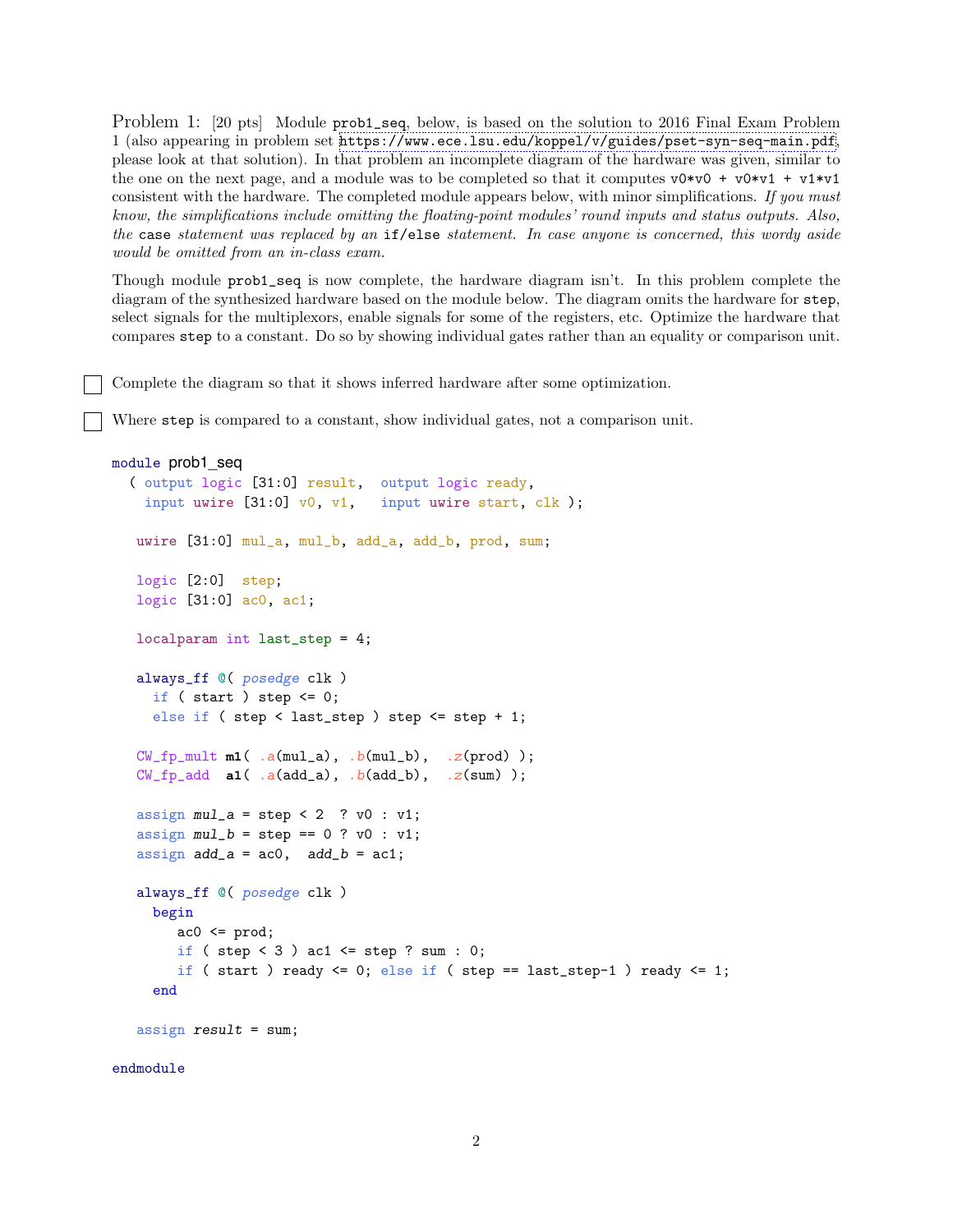Problem 1: [20 pts] Module `prob1_seq`, below, is based on the solution to 2016 Final Exam Problem 1 (also appearing in problem set https://www.ece.lsu.edu/koppel/v/guides/pset-syn-seq-main.pdf, please look at that solution). In that problem an incomplete diagram of the hardware was given, similar to the one on the next page, and a module was to be completed so that it computes `v0*v0 + v0*v1 + v1*v1` consistent with the hardware. The completed module appears below, with minor simplifications. *If you must know, the simplifications include omitting the floating-point modules' round inputs and status outputs. Also, the* `case` *statement was replaced by an* `if/else` *statement. In case anyone is concerned, this wordy aside would be omitted from an in-class exam.*

Though module `prob1_seq` is now complete, the hardware diagram isn't. In this problem complete the diagram of the synthesized hardware based on the module below. The diagram omits the hardware for `step`, select signals for the multiplexors, enable signals for some of the registers, etc. Optimize the hardware that compares `step` to a constant. Do so by showing individual gates rather than an equality or comparison unit.

☐ Complete the diagram so that it shows inferred hardware after some optimization.

☐ Where `step` is compared to a constant, show individual gates, not a comparison unit.

```
module prob1_seq
  ( output logic [31:0] result,  output logic ready,
    input uwire [31:0] v0, v1,   input uwire start, clk );

   uwire [31:0] mul_a, mul_b, add_a, add_b, prod, sum;

   logic [2:0]  step;
   logic [31:0] ac0, ac1;

   localparam int last_step = 4;

   always_ff @( posedge clk )
     if ( start ) step <= 0;
     else if ( step < last_step ) step <= step + 1;

   CW_fp_mult m1( .a(mul_a), .b(mul_b),  .z(prod) );
   CW_fp_add  a1( .a(add_a), .b(add_b),  .z(sum) );

   assign mul_a = step < 2  ? v0 : v1;
   assign mul_b = step == 0 ? v0 : v1;
   assign add_a = ac0,  add_b = ac1;

   always_ff @( posedge clk )
     begin
        ac0 <= prod;
        if ( step < 3 ) ac1 <= step ? sum : 0;
        if ( start ) ready <= 0; else if ( step == last_step-1 ) ready <= 1;
     end

   assign result = sum;

endmodule
```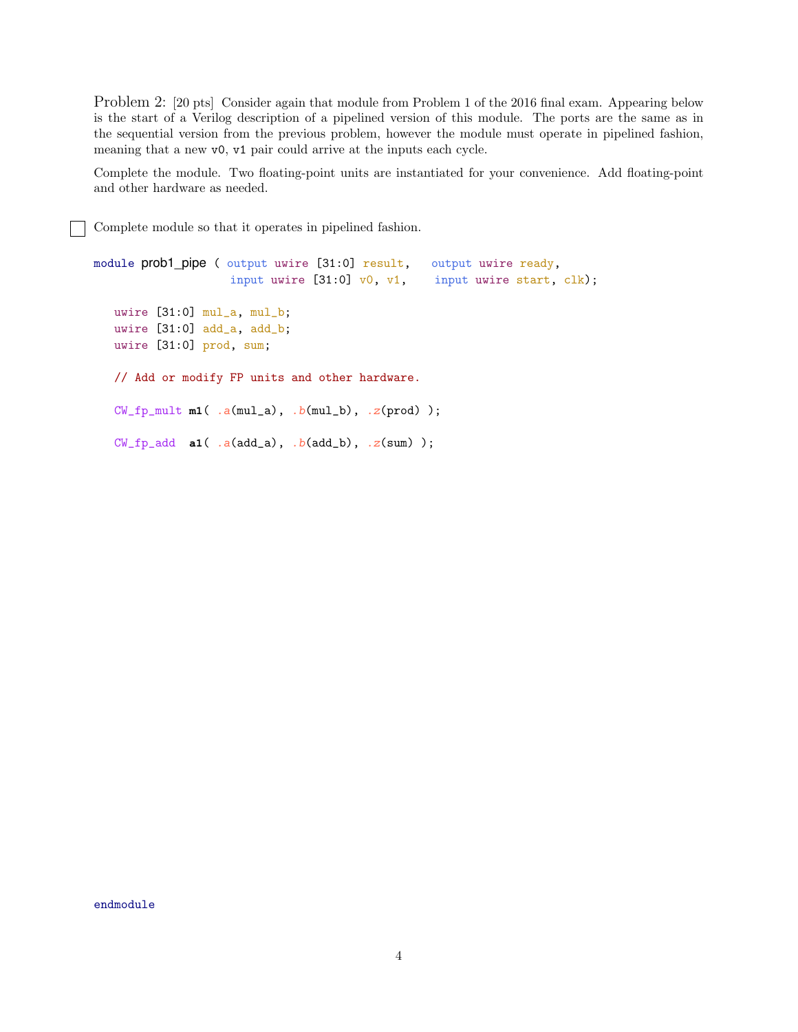Problem 2: [20 pts] Consider again that module from Problem 1 of the 2016 final exam. Appearing below is the start of a Verilog description of a pipelined version of this module. The ports are the same as in the sequential version from the previous problem, however the module must operate in pipelined fashion, meaning that a new v0, v1 pair could arrive at the inputs each cycle.

Complete the module. Two floating-point units are instantiated for your convenience. Add floating-point and other hardware as needed.

☐ Complete module so that it operates in pipelined fashion.

```
module prob1_pipe ( output uwire [31:0] result,   output uwire ready,
                    input uwire [31:0] v0, v1,    input uwire start, clk);

   uwire [31:0] mul_a, mul_b;
   uwire [31:0] add_a, add_b;
   uwire [31:0] prod, sum;

   // Add or modify FP units and other hardware.

   CW_fp_mult m1( .a(mul_a), .b(mul_b), .z(prod) );

   CW_fp_add  a1( .a(add_a), .b(add_b), .z(sum) );















endmodule
```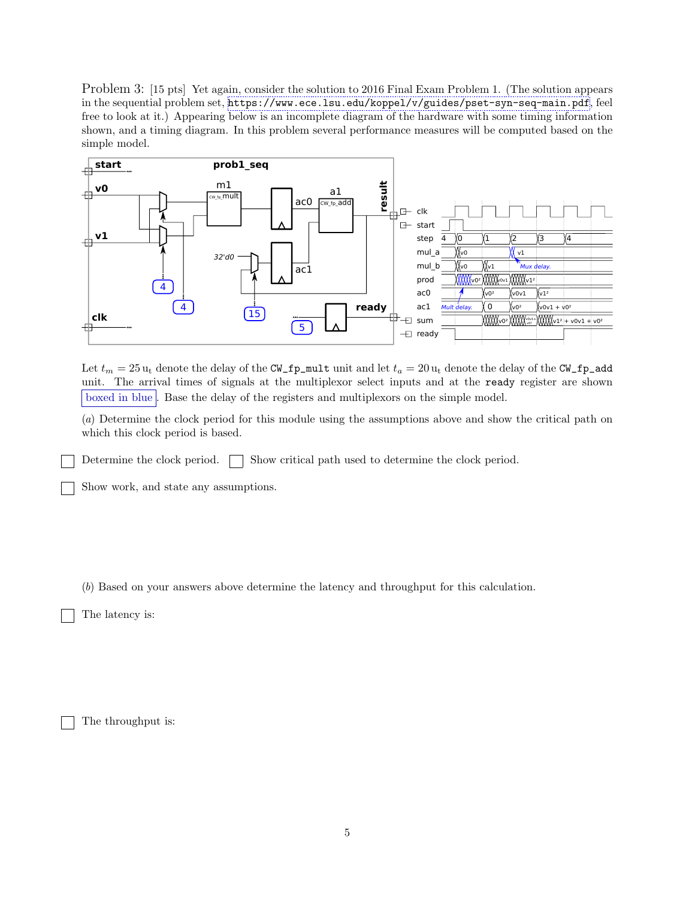Problem 3: [15 pts] Yet again, consider the solution to 2016 Final Exam Problem 1. (The solution appears in the sequential problem set, https://www.ece.lsu.edu/koppel/v/guides/pset-syn-seq-main.pdf, feel free to look at it.) Appearing below is an incomplete diagram of the hardware with some timing information shown, and a timing diagram. In this problem several performance measures will be computed based on the simple model.

Let $t_m = 25\,\mathrm{u_t}$ denote the delay of the `CW_fp_mult` unit and let $t_a = 20\,\mathrm{u_t}$ denote the delay of the `CW_fp_add` unit. The arrival times of signals at the multiplexor select inputs and at the `ready` register are shown boxed in blue. Base the delay of the registers and multiplexors on the simple model.

(*a*) Determine the clock period for this module using the assumptions above and show the critical path on which this clock period is based.

☐ Determine the clock period. ☐ Show critical path used to determine the clock period.

☐ Show work, and state any assumptions.

(*b*) Based on your answers above determine the latency and throughput for this calculation.

☐ The latency is:

☐ The throughput is: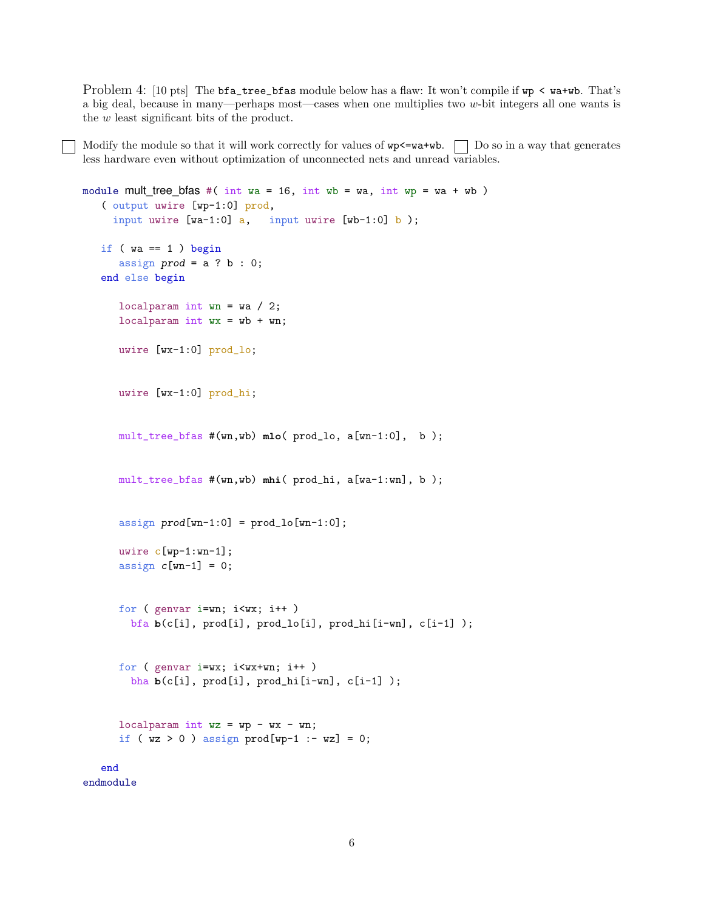Problem 4: [10 pts] The `bfa_tree_bfas` module below has a flaw: It won't compile if `wp < wa+wb`. That's a big deal, because in many—perhaps most—cases when one multiplies two $w$-bit integers all one wants is the $w$ least significant bits of the product.

☐ Modify the module so that it will work correctly for values of `wp<=wa+wb`. ☐ Do so in a way that generates less hardware even without optimization of unconnected nets and unread variables.

```
module mult_tree_bfas #( int wa = 16, int wb = wa, int wp = wa + wb )
   ( output uwire [wp-1:0] prod,
     input uwire [wa-1:0] a,   input uwire [wb-1:0] b );

   if ( wa == 1 ) begin
      assign prod = a ? b : 0;
   end else begin

      localparam int wn = wa / 2;
      localparam int wx = wb + wn;

      uwire [wx-1:0] prod_lo;


      uwire [wx-1:0] prod_hi;


      mult_tree_bfas #(wn,wb) mlo( prod_lo, a[wn-1:0],  b );


      mult_tree_bfas #(wn,wb) mhi( prod_hi, a[wa-1:wn], b );


      assign prod[wn-1:0] = prod_lo[wn-1:0];

      uwire c[wp-1:wn-1];
      assign c[wn-1] = 0;


      for ( genvar i=wn; i<wx; i++ )
        bfa b(c[i], prod[i], prod_lo[i], prod_hi[i-wn], c[i-1] );


      for ( genvar i=wx; i<wx+wn; i++ )
        bha b(c[i], prod[i], prod_hi[i-wn], c[i-1] );


      localparam int wz = wp - wx - wn;
      if ( wz > 0 ) assign prod[wp-1 :- wz] = 0;

   end
endmodule
```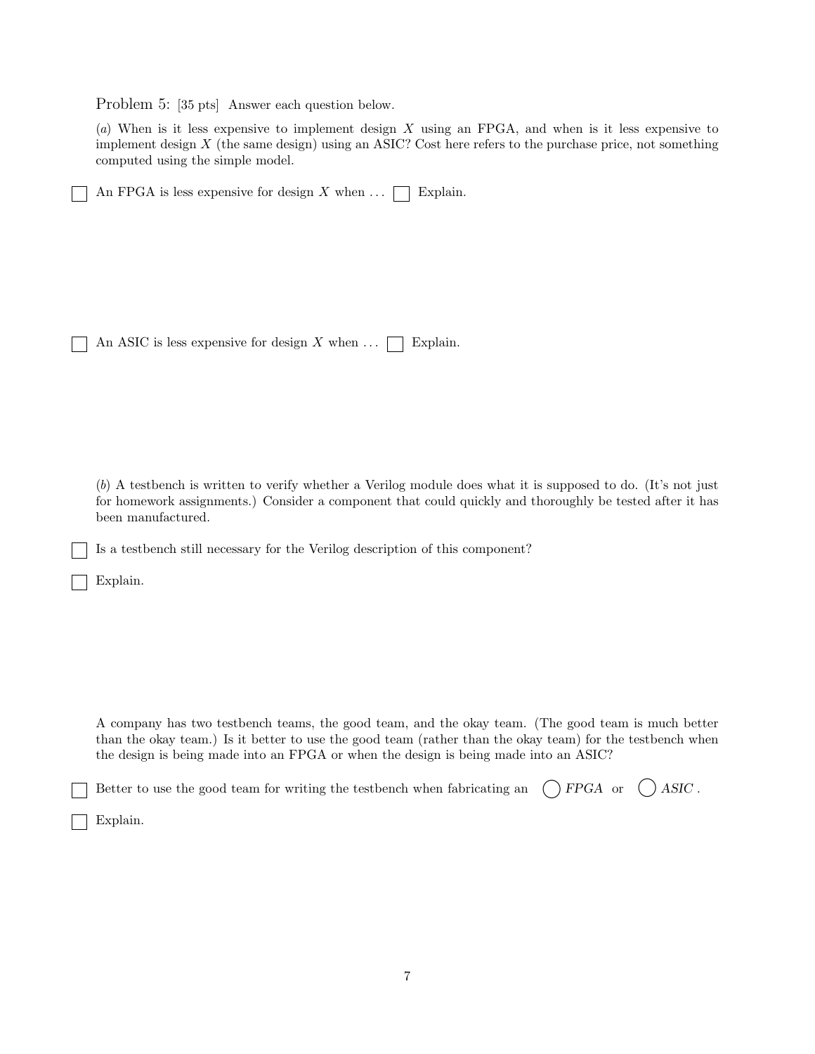Problem 5: [35 pts] Answer each question below.

(*a*) When is it less expensive to implement design $X$ using an FPGA, and when is it less expensive to implement design $X$ (the same design) using an ASIC? Cost here refers to the purchase price, not something computed using the simple model.

☐ An FPGA is less expensive for design $X$ when ... ☐ Explain.

☐ An ASIC is less expensive for design $X$ when ... ☐ Explain.

(*b*) A testbench is written to verify whether a Verilog module does what it is supposed to do. (It's not just for homework assignments.) Consider a component that could quickly and thoroughly be tested after it has been manufactured.

☐ Is a testbench still necessary for the Verilog description of this component?

☐ Explain.

A company has two testbench teams, the good team, and the okay team. (The good team is much better than the okay team.) Is it better to use the good team (rather than the okay team) for the testbench when the design is being made into an FPGA or when the design is being made into an ASIC?

☐ Better to use the good team for writing the testbench when fabricating an ◯ *FPGA* or ◯ *ASIC* .

☐ Explain.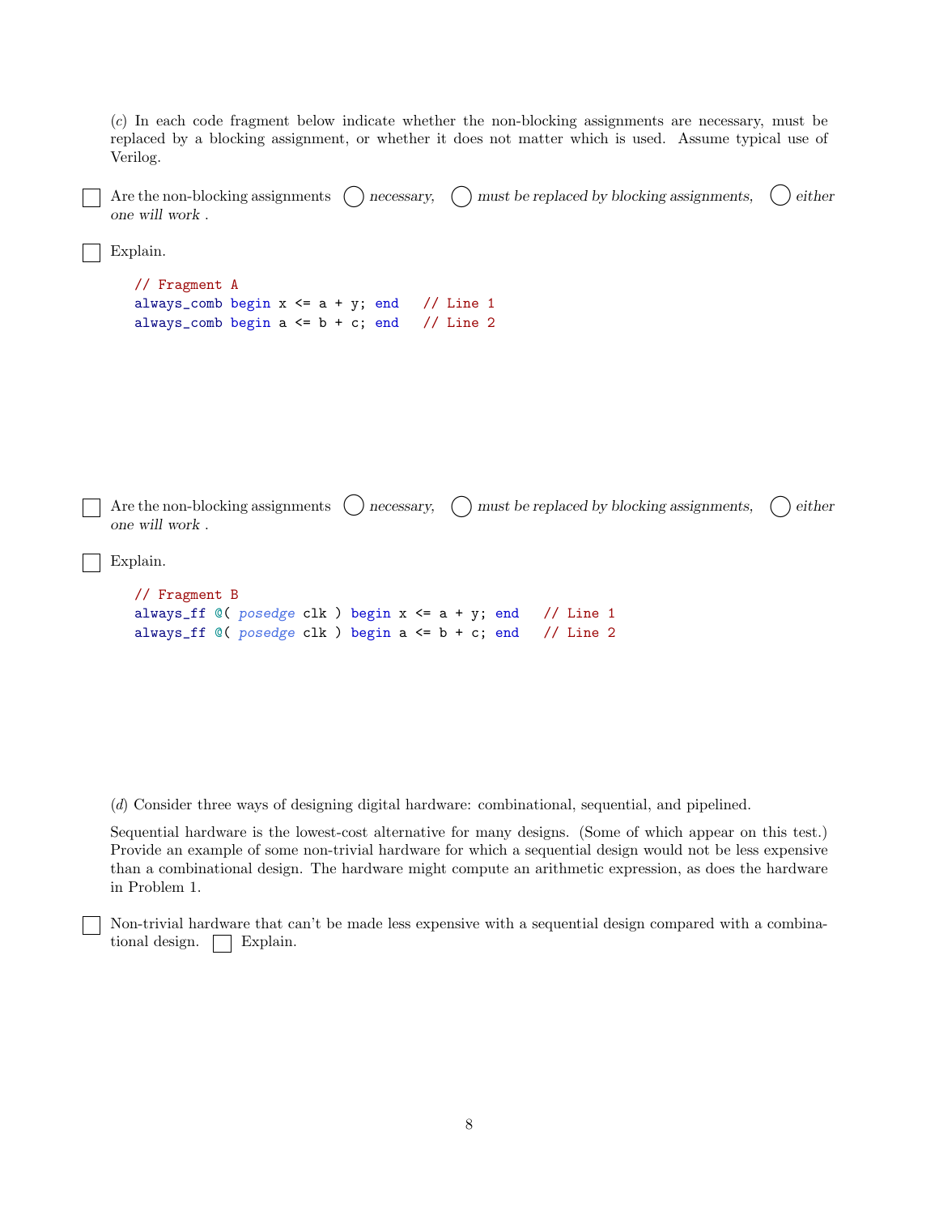(*c*) In each code fragment below indicate whether the non-blocking assignments are necessary, must be replaced by a blocking assignment, or whether it does not matter which is used. Assume typical use of Verilog.

☐ Are the non-blocking assignments ◯ *necessary,* ◯ *must be replaced by blocking assignments,* ◯ *either one will work* .

☐ Explain.

```
// Fragment A
always_comb begin x <= a + y; end   // Line 1
always_comb begin a <= b + c; end   // Line 2
```

☐ Are the non-blocking assignments ◯ *necessary,* ◯ *must be replaced by blocking assignments,* ◯ *either one will work* .

☐ Explain.

```
// Fragment B
always_ff @( posedge clk ) begin x <= a + y; end   // Line 1
always_ff @( posedge clk ) begin a <= b + c; end   // Line 2
```

(*d*) Consider three ways of designing digital hardware: combinational, sequential, and pipelined.

Sequential hardware is the lowest-cost alternative for many designs. (Some of which appear on this test.) Provide an example of some non-trivial hardware for which a sequential design would not be less expensive than a combinational design. The hardware might compute an arithmetic expression, as does the hardware in Problem 1.

☐ Non-trivial hardware that can't be made less expensive with a sequential design compared with a combinational design. ☐ Explain.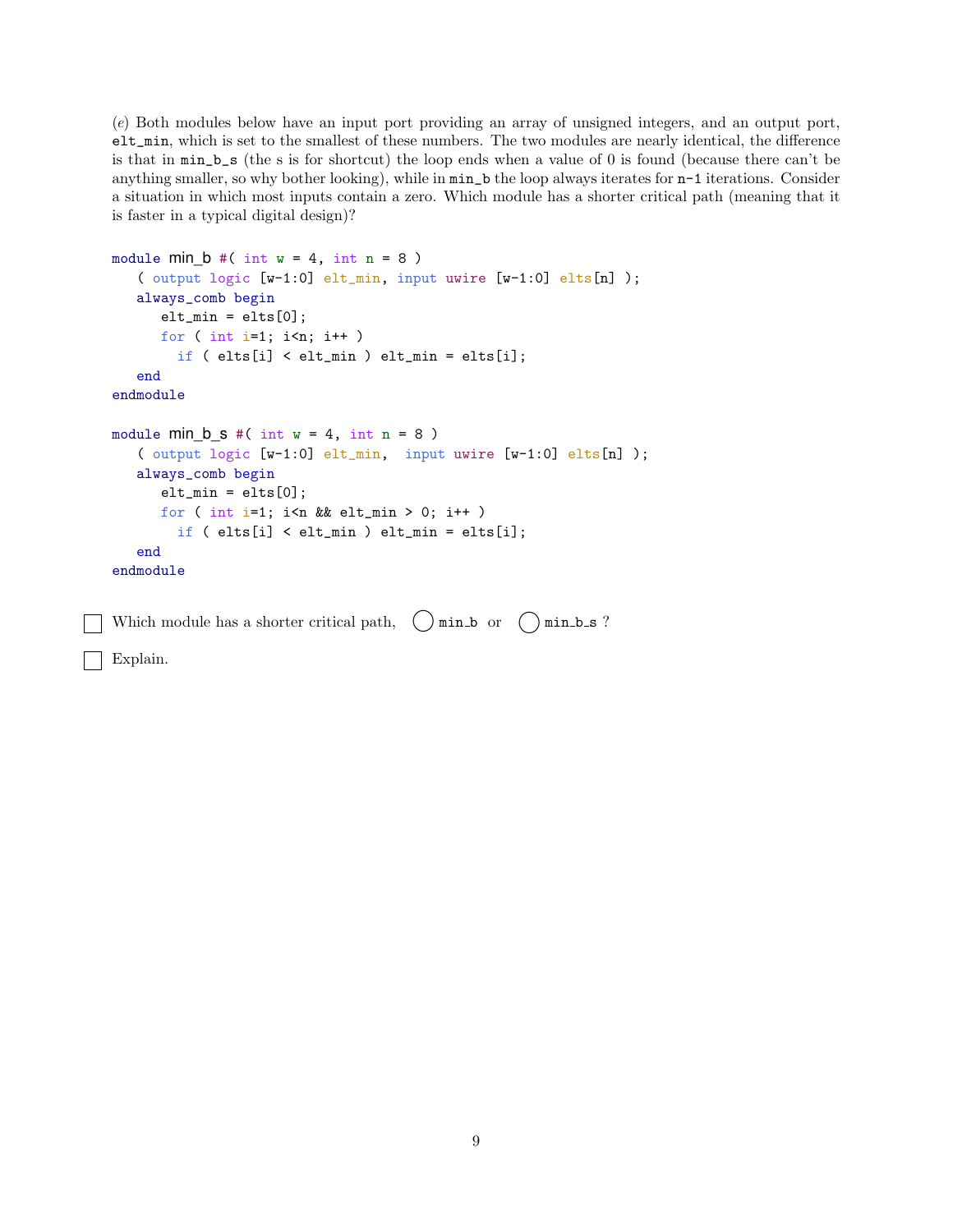(*e*) Both modules below have an input port providing an array of unsigned integers, and an output port, `elt_min`, which is set to the smallest of these numbers. The two modules are nearly identical, the difference is that in `min_b_s` (the s is for shortcut) the loop ends when a value of 0 is found (because there can't be anything smaller, so why bother looking), while in `min_b` the loop always iterates for `n-1` iterations. Consider a situation in which most inputs contain a zero. Which module has a shorter critical path (meaning that it is faster in a typical digital design)?

```
module min_b #( int w = 4, int n = 8 )
   ( output logic [w-1:0] elt_min, input uwire [w-1:0] elts[n] );
   always_comb begin
      elt_min = elts[0];
      for ( int i=1; i<n; i++ )
        if ( elts[i] < elt_min ) elt_min = elts[i];
   end
endmodule

module min_b_s #( int w = 4, int n = 8 )
   ( output logic [w-1:0] elt_min,  input uwire [w-1:0] elts[n] );
   always_comb begin
      elt_min = elts[0];
      for ( int i=1; i<n && elt_min > 0; i++ )
        if ( elts[i] < elt_min ) elt_min = elts[i];
   end
endmodule
```

☐ Which module has a shorter critical path, ◯ `min_b` or ◯ `min_b_s` ?

☐ Explain.